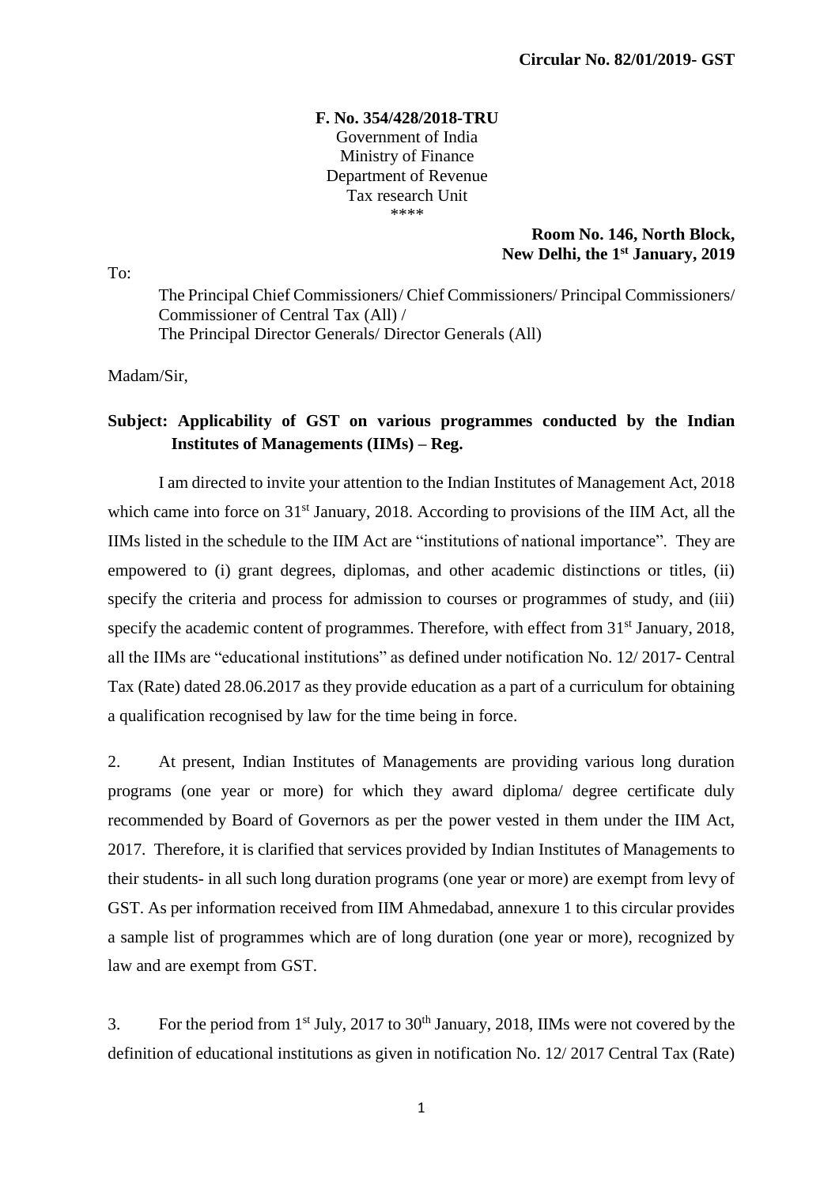**Circular No. 82/01/2019- GST**

**F. No. 354/428/2018-TRU**
Government of India
Ministry of Finance
Department of Revenue
Tax research Unit
\*\*\*\*

**Room No. 146, North Block,**
**New Delhi, the 1st January, 2019**

To:

The Principal Chief Commissioners/ Chief Commissioners/ Principal Commissioners/ Commissioner of Central Tax (All) /
The Principal Director Generals/ Director Generals (All)

Madam/Sir,

**Subject: Applicability of GST on various programmes conducted by the Indian Institutes of Managements (IIMs) – Reg.**

I am directed to invite your attention to the Indian Institutes of Management Act, 2018 which came into force on 31st January, 2018. According to provisions of the IIM Act, all the IIMs listed in the schedule to the IIM Act are "institutions of national importance". They are empowered to (i) grant degrees, diplomas, and other academic distinctions or titles, (ii) specify the criteria and process for admission to courses or programmes of study, and (iii) specify the academic content of programmes. Therefore, with effect from 31st January, 2018, all the IIMs are "educational institutions" as defined under notification No. 12/ 2017- Central Tax (Rate) dated 28.06.2017 as they provide education as a part of a curriculum for obtaining a qualification recognised by law for the time being in force.

2. At present, Indian Institutes of Managements are providing various long duration programs (one year or more) for which they award diploma/ degree certificate duly recommended by Board of Governors as per the power vested in them under the IIM Act, 2017. Therefore, it is clarified that services provided by Indian Institutes of Managements to their students- in all such long duration programs (one year or more) are exempt from levy of GST. As per information received from IIM Ahmedabad, annexure 1 to this circular provides a sample list of programmes which are of long duration (one year or more), recognized by law and are exempt from GST.

3. For the period from 1st July, 2017 to 30th January, 2018, IIMs were not covered by the definition of educational institutions as given in notification No. 12/ 2017 Central Tax (Rate)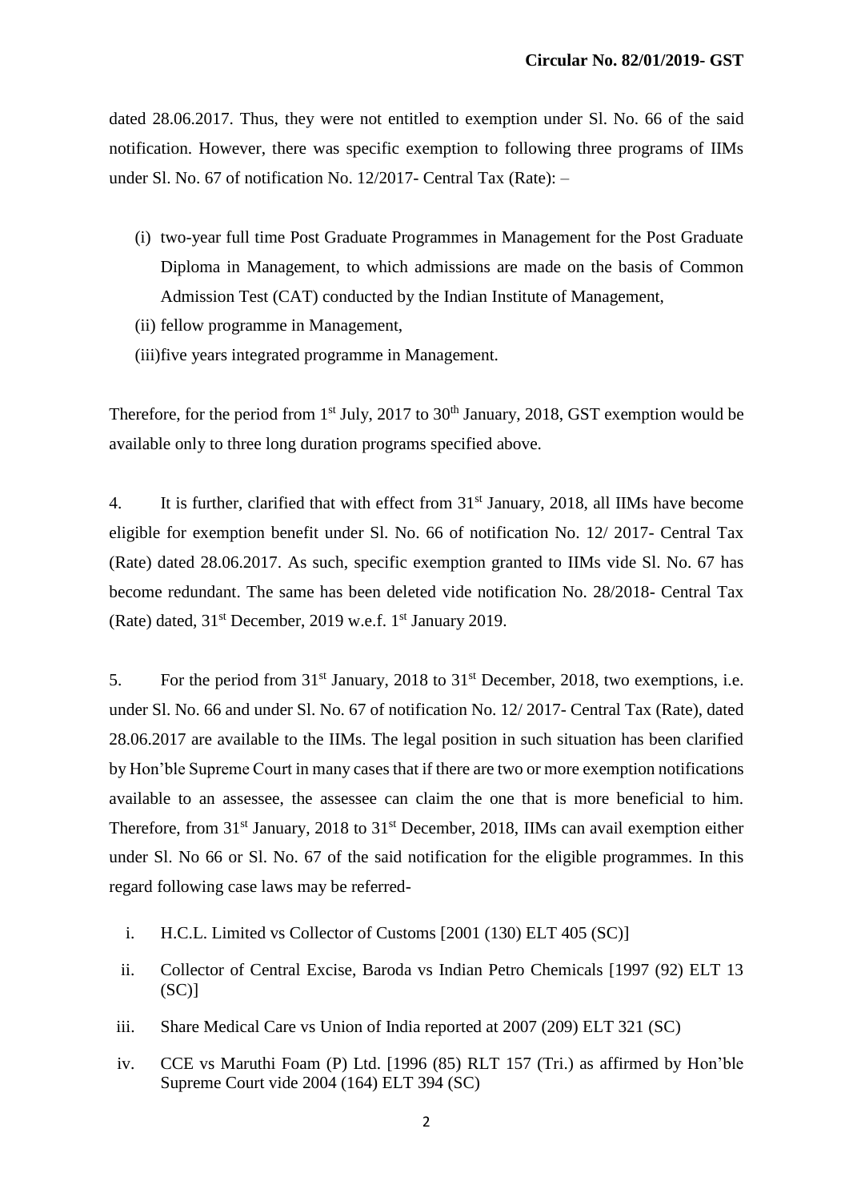dated 28.06.2017. Thus, they were not entitled to exemption under Sl. No. 66 of the said notification. However, there was specific exemption to following three programs of IIMs under Sl. No. 67 of notification No. 12/2017- Central Tax (Rate): –

(i) two-year full time Post Graduate Programmes in Management for the Post Graduate Diploma in Management, to which admissions are made on the basis of Common Admission Test (CAT) conducted by the Indian Institute of Management,

(ii) fellow programme in Management,

(iii) five years integrated programme in Management.

Therefore, for the period from 1st July, 2017 to 30th January, 2018, GST exemption would be available only to three long duration programs specified above.

4. It is further, clarified that with effect from 31st January, 2018, all IIMs have become eligible for exemption benefit under Sl. No. 66 of notification No. 12/ 2017- Central Tax (Rate) dated 28.06.2017. As such, specific exemption granted to IIMs vide Sl. No. 67 has become redundant. The same has been deleted vide notification No. 28/2018- Central Tax (Rate) dated, 31st December, 2019 w.e.f. 1st January 2019.

5. For the period from 31st January, 2018 to 31st December, 2018, two exemptions, i.e. under Sl. No. 66 and under Sl. No. 67 of notification No. 12/ 2017- Central Tax (Rate), dated 28.06.2017 are available to the IIMs. The legal position in such situation has been clarified by Hon'ble Supreme Court in many cases that if there are two or more exemption notifications available to an assessee, the assessee can claim the one that is more beneficial to him. Therefore, from 31st January, 2018 to 31st December, 2018, IIMs can avail exemption either under Sl. No 66 or Sl. No. 67 of the said notification for the eligible programmes. In this regard following case laws may be referred-

i. H.C.L. Limited vs Collector of Customs [2001 (130) ELT 405 (SC)]

ii. Collector of Central Excise, Baroda vs Indian Petro Chemicals [1997 (92) ELT 13 (SC)]

iii. Share Medical Care vs Union of India reported at 2007 (209) ELT 321 (SC)

iv. CCE vs Maruthi Foam (P) Ltd. [1996 (85) RLT 157 (Tri.) as affirmed by Hon'ble Supreme Court vide 2004 (164) ELT 394 (SC)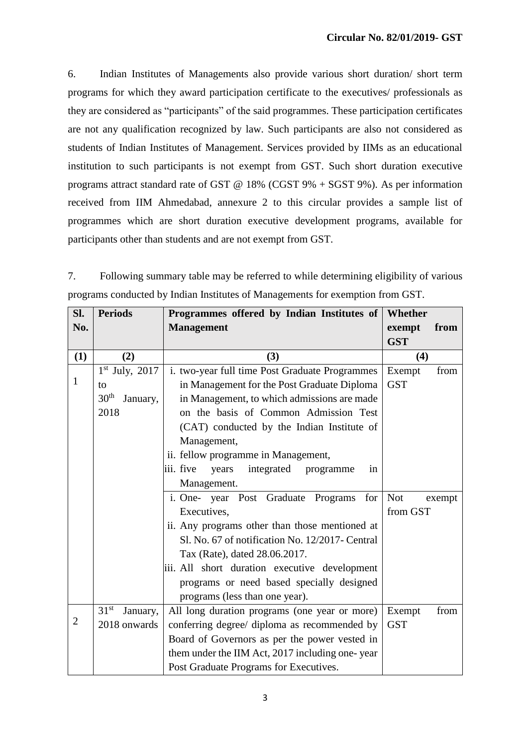6. Indian Institutes of Managements also provide various short duration/ short term programs for which they award participation certificate to the executives/ professionals as they are considered as "participants" of the said programmes. These participation certificates are not any qualification recognized by law. Such participants are also not considered as students of Indian Institutes of Management. Services provided by IIMs as an educational institution to such participants is not exempt from GST. Such short duration executive programs attract standard rate of GST @ 18% (CGST 9% + SGST 9%). As per information received from IIM Ahmedabad, annexure 2 to this circular provides a sample list of programmes which are short duration executive development programs, available for participants other than students and are not exempt from GST.

7. Following summary table may be referred to while determining eligibility of various programs conducted by Indian Institutes of Managements for exemption from GST.

| Sl. No. | Periods | Programmes offered by Indian Institutes of Management | Whether exempt from GST |
|---|---|---|---|
| (1) | (2) | (3) | (4) |
| 1 | 1st July, 2017 to 30th January, 2018 | i. two-year full time Post Graduate Programmes in Management for the Post Graduate Diploma in Management, to which admissions are made on the basis of Common Admission Test (CAT) conducted by the Indian Institute of Management,<br>ii. fellow programme in Management,<br>iii. five years integrated programme in Management. | Exempt from GST |
| | | i. One- year Post Graduate Programs for Executives,<br>ii. Any programs other than those mentioned at Sl. No. 67 of notification No. 12/2017- Central Tax (Rate), dated 28.06.2017.<br>iii. All short duration executive development programs or need based specially designed programs (less than one year). | Not exempt from GST |
| 2 | 31st January, 2018 onwards | All long duration programs (one year or more) conferring degree/ diploma as recommended by Board of Governors as per the power vested in them under the IIM Act, 2017 including one- year Post Graduate Programs for Executives. | Exempt from GST |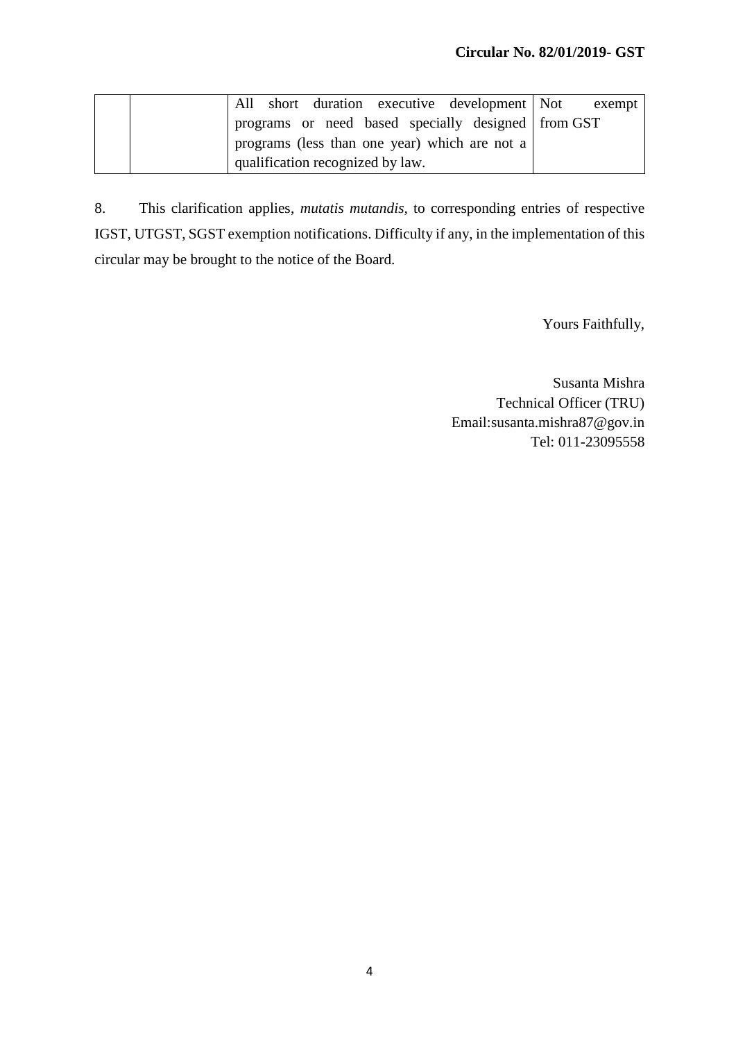|  |  | All short duration executive development programs or need based specially designed programs (less than one year) which are not a qualification recognized by law. | Not exempt from GST |
|---|---|---|---|

8. This clarification applies, *mutatis mutandis*, to corresponding entries of respective IGST, UTGST, SGST exemption notifications. Difficulty if any, in the implementation of this circular may be brought to the notice of the Board.

Yours Faithfully,

Susanta Mishra
Technical Officer (TRU)
Email:susanta.mishra87@gov.in
Tel: 011-23095558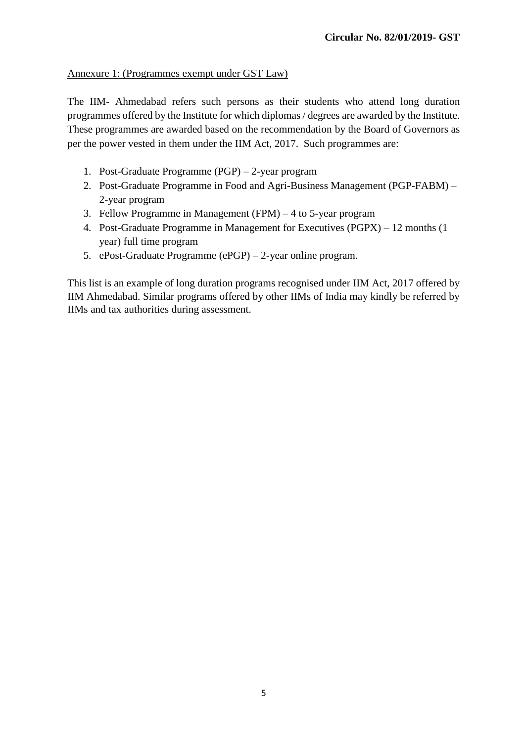**Circular No. 82/01/2019- GST**

<u>Annexure 1: (Programmes exempt under GST Law)</u>

The IIM- Ahmedabad refers such persons as their students who attend long duration programmes offered by the Institute for which diplomas / degrees are awarded by the Institute. These programmes are awarded based on the recommendation by the Board of Governors as per the power vested in them under the IIM Act, 2017. Such programmes are:

1. Post-Graduate Programme (PGP) – 2-year program
2. Post-Graduate Programme in Food and Agri-Business Management (PGP-FABM) – 2-year program
3. Fellow Programme in Management (FPM) – 4 to 5-year program
4. Post-Graduate Programme in Management for Executives (PGPX) – 12 months (1 year) full time program
5. ePost-Graduate Programme (ePGP) – 2-year online program.

This list is an example of long duration programs recognised under IIM Act, 2017 offered by IIM Ahmedabad. Similar programs offered by other IIMs of India may kindly be referred by IIMs and tax authorities during assessment.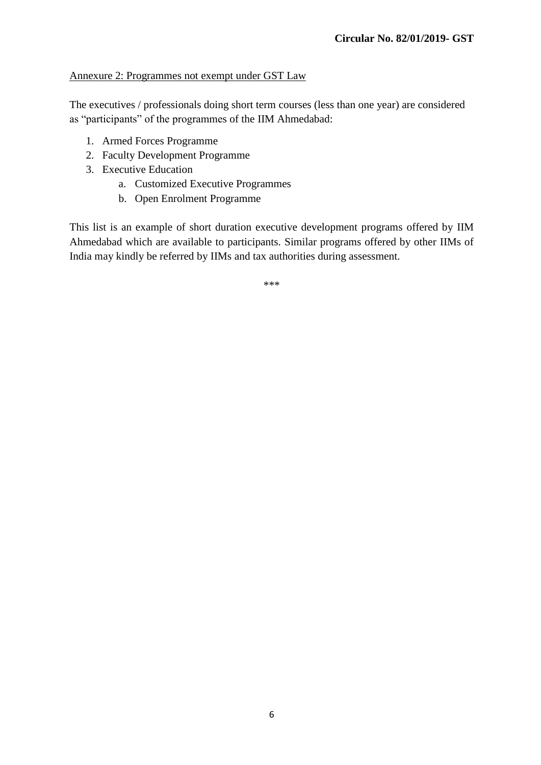Annexure 2: Programmes not exempt under GST Law

The executives / professionals doing short term courses (less than one year) are considered as "participants" of the programmes of the IIM Ahmedabad:

1. Armed Forces Programme
2. Faculty Development Programme
3. Executive Education
    a. Customized Executive Programmes
    b. Open Enrolment Programme

This list is an example of short duration executive development programs offered by IIM Ahmedabad which are available to participants. Similar programs offered by other IIMs of India may kindly be referred by IIMs and tax authorities during assessment.

***